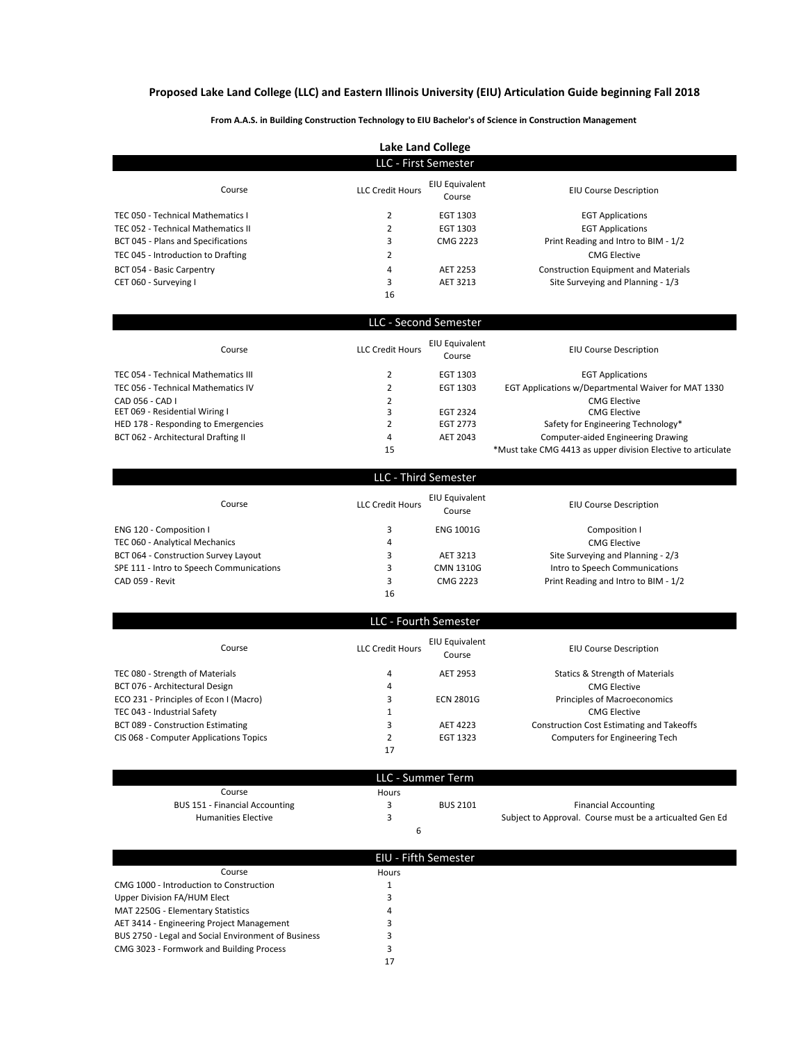# Proposed Lake Land College (LLC) and Eastern Illinois University (EIU) Articulation Guide beginning Fall 2018

**From A.A.S. in Building Construction Technology to EIU Bachelor's of Science in Construction Management**

## Lake Land College

### LLC - First Semester

| Course | LLC Credit Hours | EIU Equivalent Course | EIU Course Description |
|---|---|---|---|
| TEC 050 - Technical Mathematics I | 2 | EGT 1303 | EGT Applications |
| TEC 052 - Technical Mathematics II | 2 | EGT 1303 | EGT Applications |
| BCT 045 - Plans and Specifications | 3 | CMG 2223 | Print Reading and Intro to BIM - 1/2 |
| TEC 045 - Introduction to Drafting | 2 | | CMG Elective |
| BCT 054 - Basic Carpentry | 4 | AET 2253 | Construction Equipment and Materials |
| CET 060 - Surveying I | 3 | AET 3213 | Site Surveying and Planning - 1/3 |
| | 16 | | |

### LLC - Second Semester

| Course | LLC Credit Hours | EIU Equivalent Course | EIU Course Description |
|---|---|---|---|
| TEC 054 - Technical Mathematics III | 2 | EGT 1303 | EGT Applications |
| TEC 056 - Technical Mathematics IV | 2 | EGT 1303 | EGT Applications w/Departmental Waiver for MAT 1330 |
| CAD 056 - CAD I | 2 | | CMG Elective |
| EET 069 - Residential Wiring I | 3 | EGT 2324 | CMG Elective |
| HED 178 - Responding to Emergencies | 2 | EGT 2773 | Safety for Engineering Technology* |
| BCT 062 - Architectural Drafting II | 4 | AET 2043 | Computer-aided Engineering Drawing |
| | 15 | | *Must take CMG 4413 as upper division Elective to articulate |

### LLC - Third Semester

| Course | LLC Credit Hours | EIU Equivalent Course | EIU Course Description |
|---|---|---|---|
| ENG 120 - Composition I | 3 | ENG 1001G | Composition I |
| TEC 060 - Analytical Mechanics | 4 | | CMG Elective |
| BCT 064 - Construction Survey Layout | 3 | AET 3213 | Site Surveying and Planning - 2/3 |
| SPE 111 - Intro to Speech Communications | 3 | CMN 1310G | Intro to Speech Communications |
| CAD 059 - Revit | 3 | CMG 2223 | Print Reading and Intro to BIM - 1/2 |
| | 16 | | |

### LLC - Fourth Semester

| Course | LLC Credit Hours | EIU Equivalent Course | EIU Course Description |
|---|---|---|---|
| TEC 080 - Strength of Materials | 4 | AET 2953 | Statics & Strength of Materials |
| BCT 076 - Architectural Design | 4 | | CMG Elective |
| ECO 231 - Principles of Econ I (Macro) | 3 | ECN 2801G | Principles of Macroeconomics |
| TEC 043 - Industrial Safety | 1 | | CMG Elective |
| BCT 089 - Construction Estimating | 3 | AET 4223 | Construction Cost Estimating and Takeoffs |
| CIS 068 - Computer Applications Topics | 2 | EGT 1323 | Computers for Engineering Tech |
| | 17 | | |

### LLC - Summer Term

| Course | Hours | | |
|---|---|---|---|
| BUS 151 - Financial Accounting | 3 | BUS 2101 | Financial Accounting |
| Humanities Elective | 3 | | Subject to Approval. Course must be a articualted Gen Ed |
| | 6 | | |

### EIU - Fifth Semester

| Course | Hours |
|---|---|
| CMG 1000 - Introduction to Construction | 1 |
| Upper Division FA/HUM Elect | 3 |
| MAT 2250G - Elementary Statistics | 4 |
| AET 3414 - Engineering Project Management | 3 |
| BUS 2750 - Legal and Social Environment of Business | 3 |
| CMG 3023 - Formwork and Building Process | 3 |
| | 17 |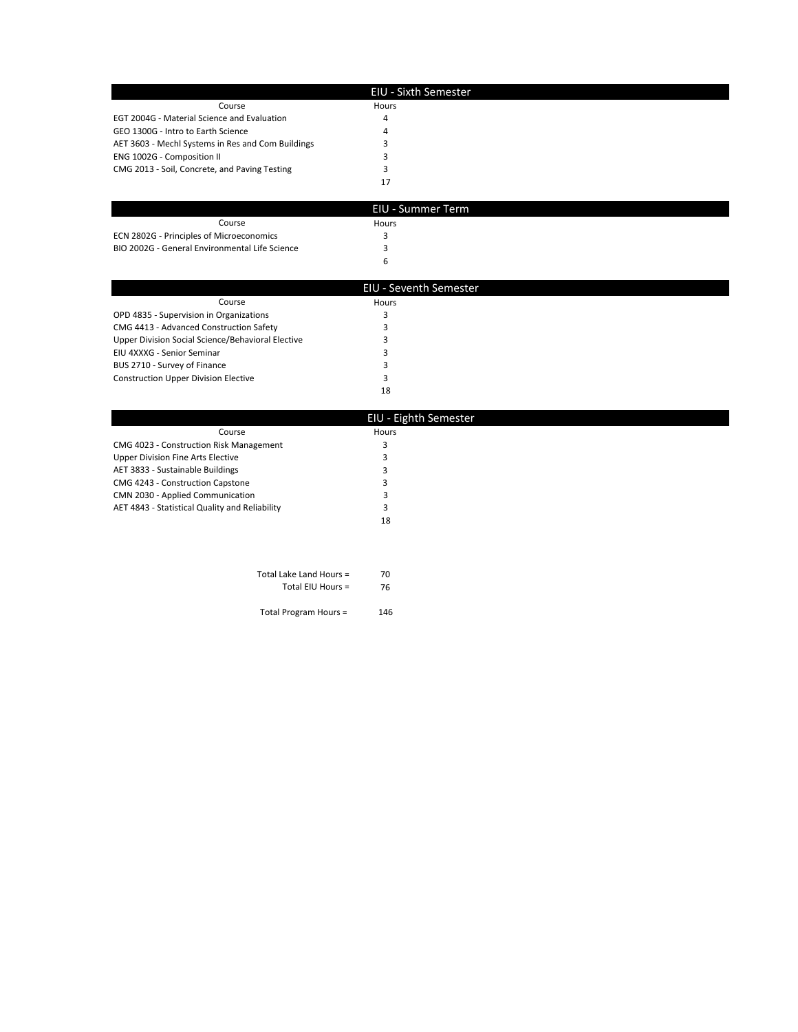## EIU - Sixth Semester

| Course | Hours |
|---|---|
| EGT 2004G - Material Science and Evaluation | 4 |
| GEO 1300G - Intro to Earth Science | 4 |
| AET 3603 - Mechl Systems in Res and Com Buildings | 3 |
| ENG 1002G - Composition II | 3 |
| CMG 2013 - Soil, Concrete, and Paving Testing | 3 |
| | 17 |

## EIU - Summer Term

| Course | Hours |
|---|---|
| ECN 2802G - Principles of Microeconomics | 3 |
| BIO 2002G - General Environmental Life Science | 3 |
| | 6 |

## EIU - Seventh Semester

| Course | Hours |
|---|---|
| OPD 4835 - Supervision in Organizations | 3 |
| CMG 4413 - Advanced Construction Safety | 3 |
| Upper Division Social Science/Behavioral Elective | 3 |
| EIU 4XXXG - Senior Seminar | 3 |
| BUS 2710 - Survey of Finance | 3 |
| Construction Upper Division Elective | 3 |
| | 18 |

## EIU - Eighth Semester

| Course | Hours |
|---|---|
| CMG 4023 - Construction Risk Management | 3 |
| Upper Division Fine Arts Elective | 3 |
| AET 3833 - Sustainable Buildings | 3 |
| CMG 4243 - Construction Capstone | 3 |
| CMN 2030 - Applied Communication | 3 |
| AET 4843 - Statistical Quality and Reliability | 3 |
| | 18 |

Total Lake Land Hours = 70

Total EIU Hours = 76

Total Program Hours = 146